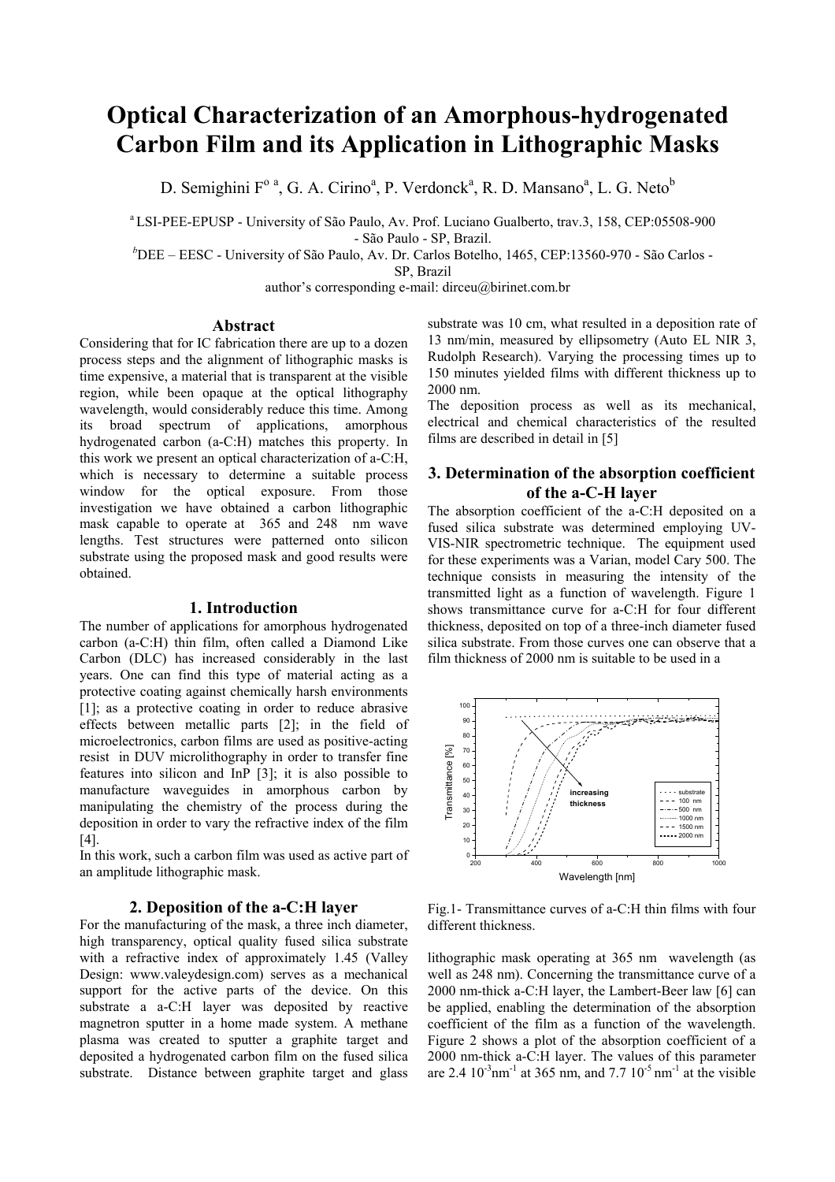# Optical Characterization of an Amorphous-hydrogenated Carbon Film and its Application in Lithographic Masks

D. Semighini F$^{o}$ [a], G. A. Cirino[a], P. Verdonck[a], R. D. Mansano[a], L. G. Neto[b]

[a] LSI-PEE-EPUSP - University of São Paulo, Av. Prof. Luciano Gualberto, trav.3, 158, CEP:05508-900 - São Paulo - SP, Brazil.

[b] DEE – EESC - University of São Paulo, Av. Dr. Carlos Botelho, 1465, CEP:13560-970 - São Carlos - SP, Brazil

author's corresponding e-mail: dirceu@birinet.com.br

## Abstract

Considering that for IC fabrication there are up to a dozen process steps and the alignment of lithographic masks is time expensive, a material that is transparent at the visible region, while been opaque at the optical lithography wavelength, would considerably reduce this time. Among its broad spectrum of applications, amorphous hydrogenated carbon (a-C:H) matches this property. In this work we present an optical characterization of a-C:H, which is necessary to determine a suitable process window for the optical exposure. From those investigation we have obtained a carbon lithographic mask capable to operate at 365 and 248 nm wave lengths. Test structures were patterned onto silicon substrate using the proposed mask and good results were obtained.

## 1. Introduction

The number of applications for amorphous hydrogenated carbon (a-C:H) thin film, often called a Diamond Like Carbon (DLC) has increased considerably in the last years. One can find this type of material acting as a protective coating against chemically harsh environments [1]; as a protective coating in order to reduce abrasive effects between metallic parts [2]; in the field of microelectronics, carbon films are used as positive-acting resist in DUV microlithography in order to transfer fine features into silicon and InP [3]; it is also possible to manufacture waveguides in amorphous carbon by manipulating the chemistry of the process during the deposition in order to vary the refractive index of the film [4].

In this work, such a carbon film was used as active part of an amplitude lithographic mask.

## 2. Deposition of the a-C:H layer

For the manufacturing of the mask, a three inch diameter, high transparency, optical quality fused silica substrate with a refractive index of approximately 1.45 (Valley Design: www.valeydesign.com) serves as a mechanical support for the active parts of the device. On this substrate a a-C:H layer was deposited by reactive magnetron sputter in a home made system. A methane plasma was created to sputter a graphite target and deposited a hydrogenated carbon film on the fused silica substrate. Distance between graphite target and glass substrate was 10 cm, what resulted in a deposition rate of 13 nm/min, measured by ellipsometry (Auto EL NIR 3, Rudolph Research). Varying the processing times up to 150 minutes yielded films with different thickness up to 2000 nm.

The deposition process as well as its mechanical, electrical and chemical characteristics of the resulted films are described in detail in [5]

## 3. Determination of the absorption coefficient of the a-C-H layer

The absorption coefficient of the a-C:H deposited on a fused silica substrate was determined employing UV-VIS-NIR spectrometric technique. The equipment used for these experiments was a Varian, model Cary 500. The technique consists in measuring the intensity of the transmitted light as a function of wavelength. Figure 1 shows transmittance curve for a-C:H for four different thickness, deposited on top of a three-inch diameter fused silica substrate. From those curves one can observe that a film thickness of 2000 nm is suitable to be used in a lithographic mask operating at 365 nm wavelength (as well as 248 nm). Concerning the transmittance curve of a 2000 nm-thick a-C:H layer, the Lambert-Beer law [6] can be applied, enabling the determination of the absorption coefficient of the film as a function of the wavelength. Figure 2 shows a plot of the absorption coefficient of a 2000 nm-thick a-C:H layer. The values of this parameter are 2.4 $10^{-3}$nm$^{-1}$ at 365 nm, and 7.7 $10^{-5}$ nm$^{-1}$ at the visible

Fig.1- Transmittance curves of a-C:H thin films with four different thickness.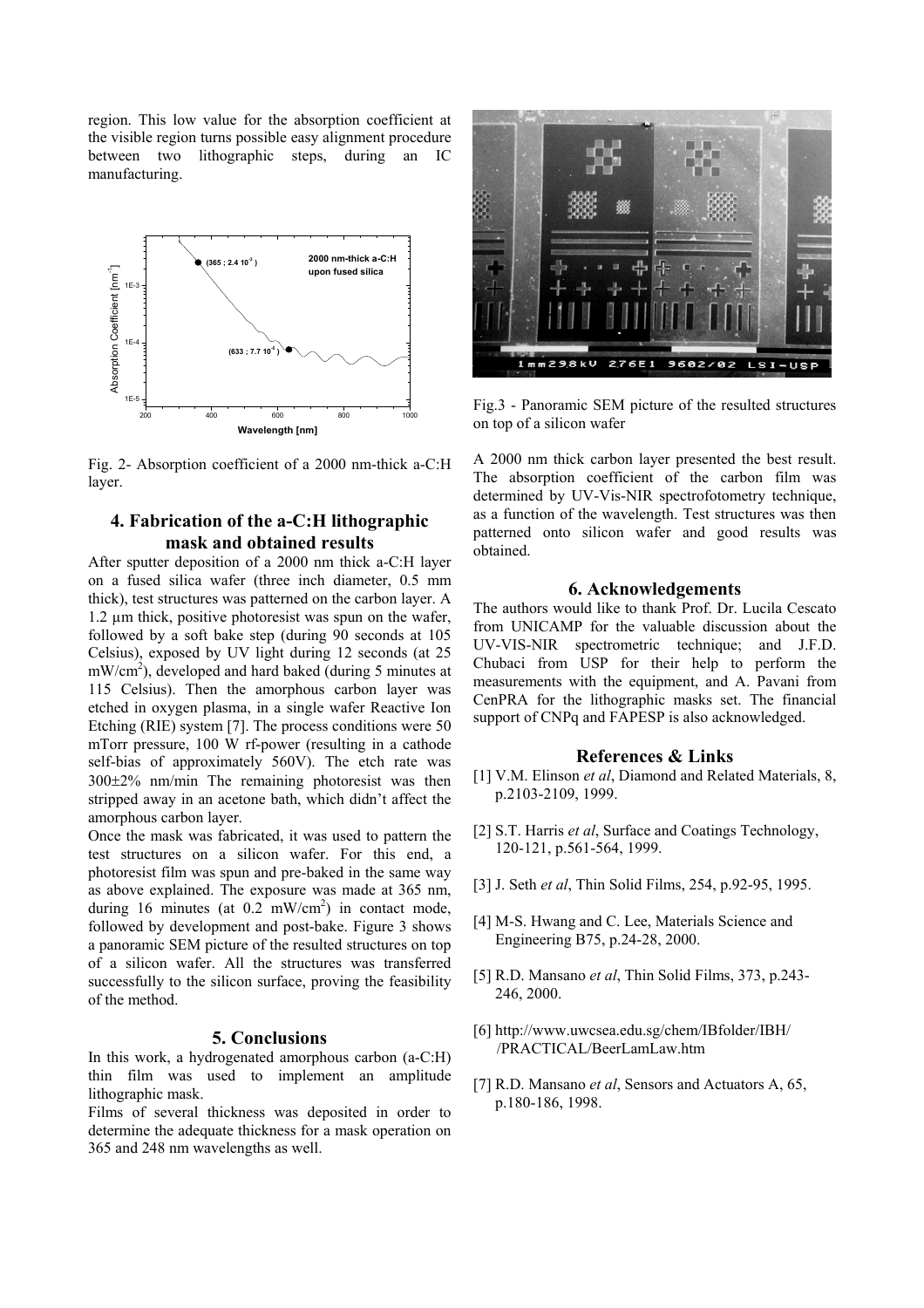region. This low value for the absorption coefficient at the visible region turns possible easy alignment procedure between two lithographic steps, during an IC manufacturing.

2000 nm-thick a-C:H upon fused silica

(365 ; 2.4 10$^{-3}$ )

(633 ; 7.7 10$^{-5}$ )

Absorption Coefficient [nm$^{-1}$]

1E-3

1E-4

1E-5

200 400 600 800 1000

Wavelength [nm]

Fig. 2- Absorption coefficient of a 2000 nm-thick a-C:H layer.

## 4. Fabrication of the a-C:H lithographic mask and obtained results

After sputter deposition of a 2000 nm thick a-C:H layer on a fused silica wafer (three inch diameter, 0.5 mm thick), test structures was patterned on the carbon layer. A 1.2 µm thick, positive photoresist was spun on the wafer, followed by a soft bake step (during 90 seconds at 105 Celsius), exposed by UV light during 12 seconds (at 25 mW/cm$^2$), developed and hard baked (during 5 minutes at 115 Celsius). Then the amorphous carbon layer was etched in oxygen plasma, in a single wafer Reactive Ion Etching (RIE) system [7]. The process conditions were 50 mTorr pressure, 100 W rf-power (resulting in a cathode self-bias of approximately 560V). The etch rate was 300±2% nm/min The remaining photoresist was then stripped away in an acetone bath, which didn't affect the amorphous carbon layer.

Once the mask was fabricated, it was used to pattern the test structures on a silicon wafer. For this end, a photoresist film was spun and pre-baked in the same way as above explained. The exposure was made at 365 nm, during 16 minutes (at 0.2 mW/cm$^2$) in contact mode, followed by development and post-bake. Figure 3 shows a panoramic SEM picture of the resulted structures on top of a silicon wafer. All the structures was transferred successfully to the silicon surface, proving the feasibility of the method.

## 5. Conclusions

In this work, a hydrogenated amorphous carbon (a-C:H) thin film was used to implement an amplitude lithographic mask.

Films of several thickness was deposited in order to determine the adequate thickness for a mask operation on 365 and 248 nm wavelengths as well.

Fig.3 - Panoramic SEM picture of the resulted structures on top of a silicon wafer

A 2000 nm thick carbon layer presented the best result. The absorption coefficient of the carbon film was determined by UV-Vis-NIR spectrofotometry technique, as a function of the wavelength. Test structures was then patterned onto silicon wafer and good results was obtained.

## 6. Acknowledgements

The authors would like to thank Prof. Dr. Lucila Cescato from UNICAMP for the valuable discussion about the UV-VIS-NIR spectrometric technique; and J.F.D. Chubaci from USP for their help to perform the measurements with the equipment, and A. Pavani from CenPRA for the lithographic masks set. The financial support of CNPq and FAPESP is also acknowledged.

## References & Links

[1] V.M. Elinson *et al*, Diamond and Related Materials, 8, p.2103-2109, 1999.

[2] S.T. Harris *et al*, Surface and Coatings Technology, 120-121, p.561-564, 1999.

[3] J. Seth *et al*, Thin Solid Films, 254, p.92-95, 1995.

[4] M-S. Hwang and C. Lee, Materials Science and Engineering B75, p.24-28, 2000.

[5] R.D. Mansano *et al*, Thin Solid Films, 373, p.243-246, 2000.

[6] http://www.uwcsea.edu.sg/chem/IBfolder/IBH/PRACTICAL/BeerLamLaw.htm

[7] R.D. Mansano *et al*, Sensors and Actuators A, 65, p.180-186, 1998.